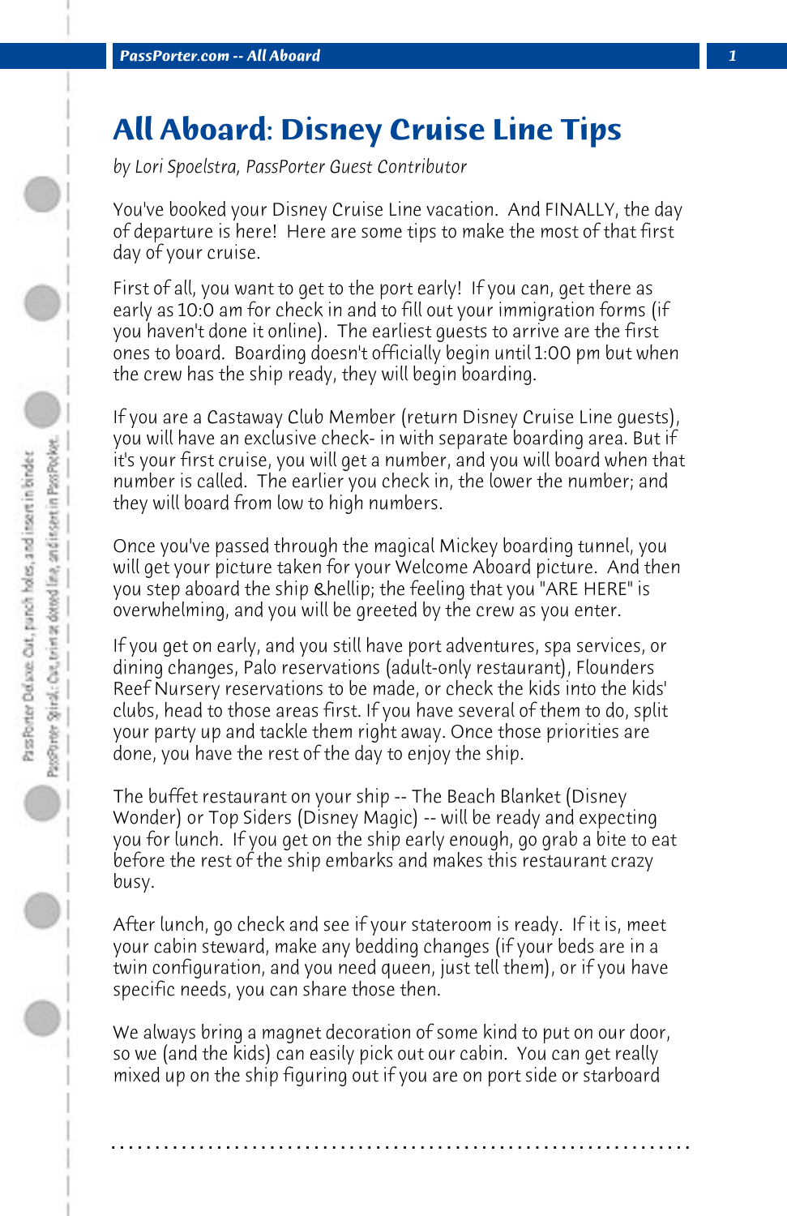# All Aboard: Disney Cruise Line Tips

*by Lori Spoelstra, PassPorter Guest Contributor*

You've booked your Disney Cruise Line vacation. And FINALLY, the day of departure is here! Here are some tips to make the most of that first day of your cruise.

First of all, you want to get to the port early! If you can, get there as early as 10:0 am for check in and to fill out your immigration forms (if you haven't done it online). The earliest guests to arrive are the first ones to board. Boarding doesn't officially begin until 1:00 pm but when the crew has the ship ready, they will begin boarding.

If you are a Castaway Club Member (return Disney Cruise Line guests), you will have an exclusive check- in with separate boarding area. But if it's your first cruise, you will get a number, and you will board when that number is called. The earlier you check in, the lower the number; and they will board from low to high numbers.

Once you've passed through the magical Mickey boarding tunnel, you will get your picture taken for your Welcome Aboard picture. And then you step aboard the ship &hellip; the feeling that you "ARE HERE" is overwhelming, and you will be greeted by the crew as you enter.

If you get on early, and you still have port adventures, spa services, or dining changes, Palo reservations (adult-only restaurant), Flounders Reef Nursery reservations to be made, or check the kids into the kids' clubs, head to those areas first. If you have several of them to do, split your party up and tackle them right away. Once those priorities are done, you have the rest of the day to enjoy the ship.

The buffet restaurant on your ship -- The Beach Blanket (Disney Wonder) or Top Siders (Disney Magic) -- will be ready and expecting you for lunch. If you get on the ship early enough, go grab a bite to eat before the rest of the ship embarks and makes this restaurant crazy busy.

After lunch, go check and see if your stateroom is ready. If it is, meet your cabin steward, make any bedding changes (if your beds are in a twin configuration, and you need queen, just tell them), or if you have specific needs, you can share those then.

We always bring a magnet decoration of some kind to put on our door, so we (and the kids) can easily pick out our cabin. You can get really mixed up on the ship figuring out if you are on port side or starboard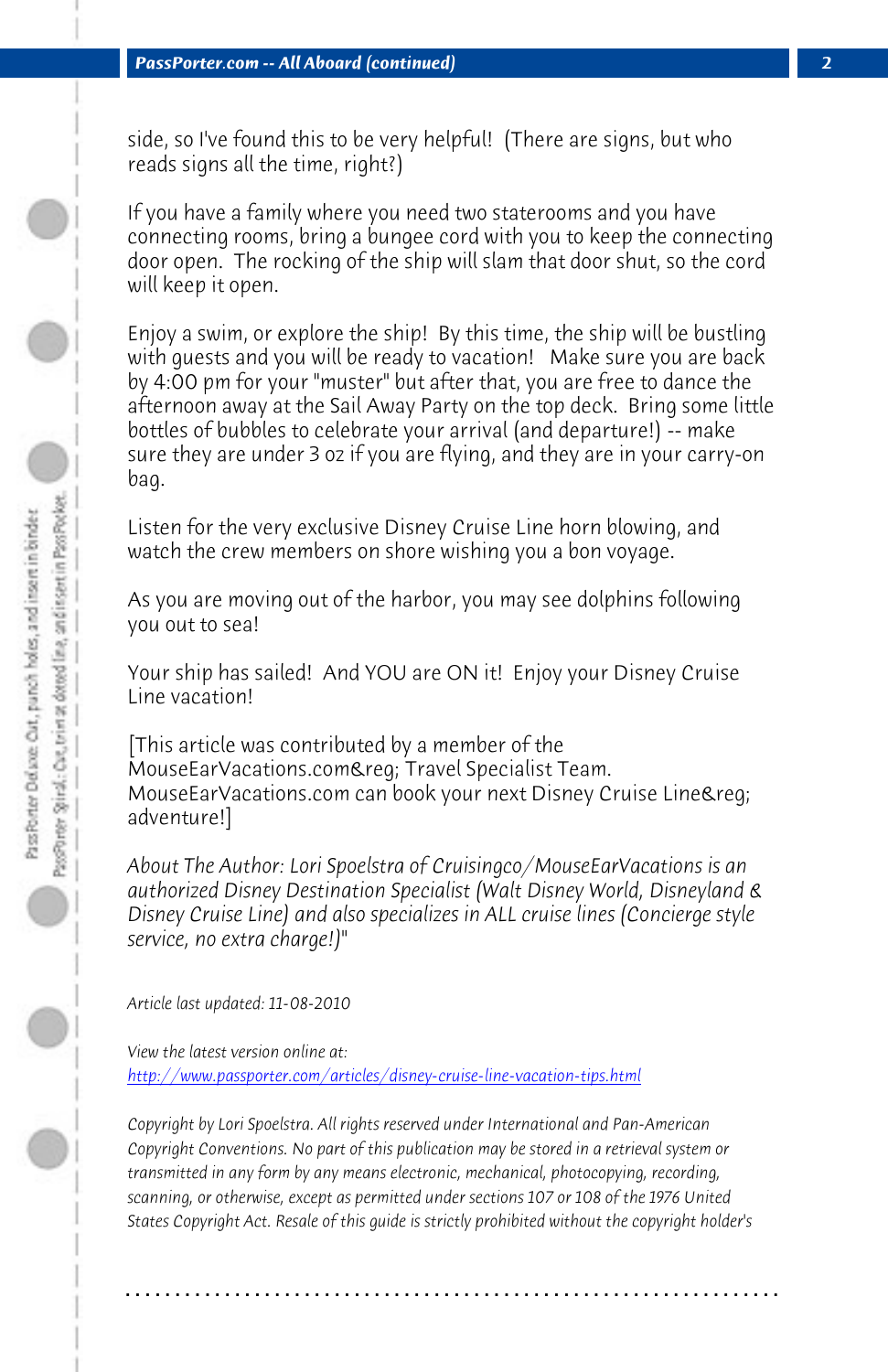side, so I've found this to be very helpful! (There are signs, but who reads signs all the time, right?)

If you have a family where you need two staterooms and you have connecting rooms, bring a bungee cord with you to keep the connecting door open. The rocking of the ship will slam that door shut, so the cord will keep it open.

Enjoy a swim, or explore the ship! By this time, the ship will be bustling with guests and you will be ready to vacation! Make sure you are back by 4:00 pm for your "muster" but after that, you are free to dance the afternoon away at the Sail Away Party on the top deck. Bring some little bottles of bubbles to celebrate your arrival (and departure!) -- make sure they are under 3 oz if you are flying, and they are in your carry-on bag.

Listen for the very exclusive Disney Cruise Line horn blowing, and watch the crew members on shore wishing you a bon voyage.

As you are moving out of the harbor, you may see dolphins following you out to sea!

Your ship has sailed! And YOU are ON it! Enjoy your Disney Cruise Line vacation!

[This article was contributed by a member of the MouseEarVacations.com&reg; Travel Specialist Team. MouseEarVacations.com can book your next Disney Cruise Line&reg; adventure!]

*About The Author: Lori Spoelstra of Cruisingco/MouseEarVacations is an authorized Disney Destination Specialist (Walt Disney World, Disneyland & Disney Cruise Line) and also specializes in ALL cruise lines (Concierge style service, no extra charge!)"*

*Article last updated: 11-08-2010*

*View the latest version online at:*
*http://www.passporter.com/articles/disney-cruise-line-vacation-tips.html*

*Copyright by Lori Spoelstra. All rights reserved under International and Pan-American Copyright Conventions. No part of this publication may be stored in a retrieval system or transmitted in any form by any means electronic, mechanical, photocopying, recording, scanning, or otherwise, except as permitted under sections 107 or 108 of the 1976 United States Copyright Act. Resale of this guide is strictly prohibited without the copyright holder's*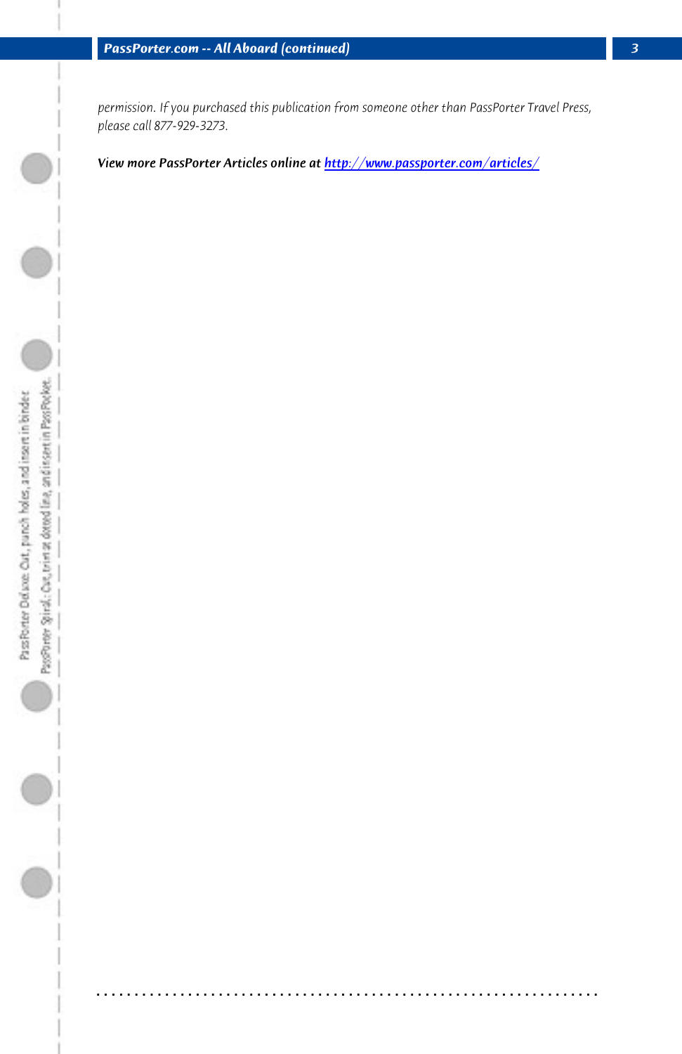*permission. If you purchased this publication from someone other than PassPorter Travel Press, please call 877-929-3273.*

***View more PassPorter Articles online at [http://www.passporter.com/articles/](http://www.passporter.com/articles/)***